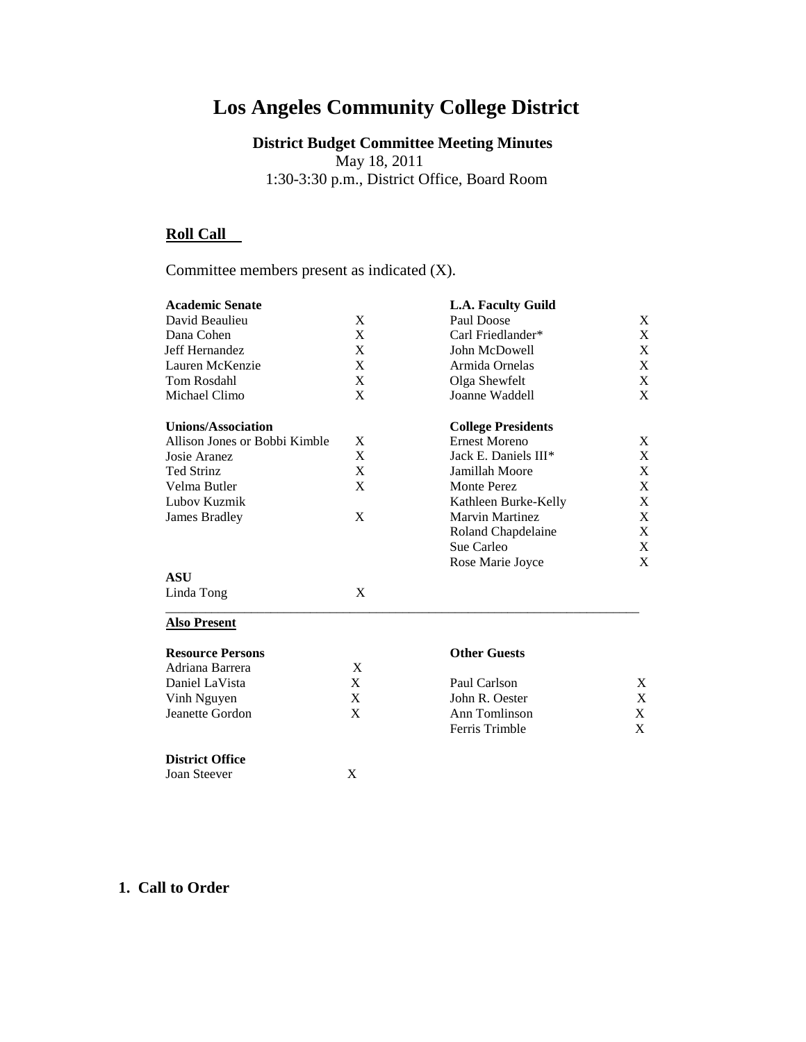# Los Angeles Community College District

**District Budget Committee Meeting Minutes**
May 18, 2011
1:30-3:30 p.m., District Office, Board Room

**Roll Call**

Committee members present as indicated (X).

| **Academic Senate** | | **L.A. Faculty Guild** | |
|---|---|---|---|
| David Beaulieu | X | Paul Doose | X |
| Dana Cohen | X | Carl Friedlander* | X |
| Jeff Hernandez | X | John McDowell | X |
| Lauren McKenzie | X | Armida Ornelas | X |
| Tom Rosdahl | X | Olga Shewfelt | X |
| Michael Climo | X | Joanne Waddell | X |
| | | | |
| **Unions/Association** | | **College Presidents** | |
| Allison Jones or Bobbi Kimble | X | Ernest Moreno | X |
| Josie Aranez | X | Jack E. Daniels III* | X |
| Ted Strinz | X | Jamillah Moore | X |
| Velma Butler | X | Monte Perez | X |
| Lubov Kuzmik | | Kathleen Burke-Kelly | X |
| James Bradley | X | Marvin Martinez | X |
| | | Roland Chapdelaine | X |
| | | Sue Carleo | X |
| | | Rose Marie Joyce | X |
| **ASU** | | | |
| Linda Tong | X | | |

**Also Present**

| **Resource Persons** | | **Other Guests** | |
|---|---|---|---|
| Adriana Barrera | X | | |
| Daniel LaVista | X | Paul Carlson | X |
| Vinh Nguyen | X | John R. Oester | X |
| Jeanette Gordon | X | Ann Tomlinson | X |
| | | Ferris Trimble | X |

| **District Office** | |
|---|---|
| Joan Steever | X |

**1. Call to Order**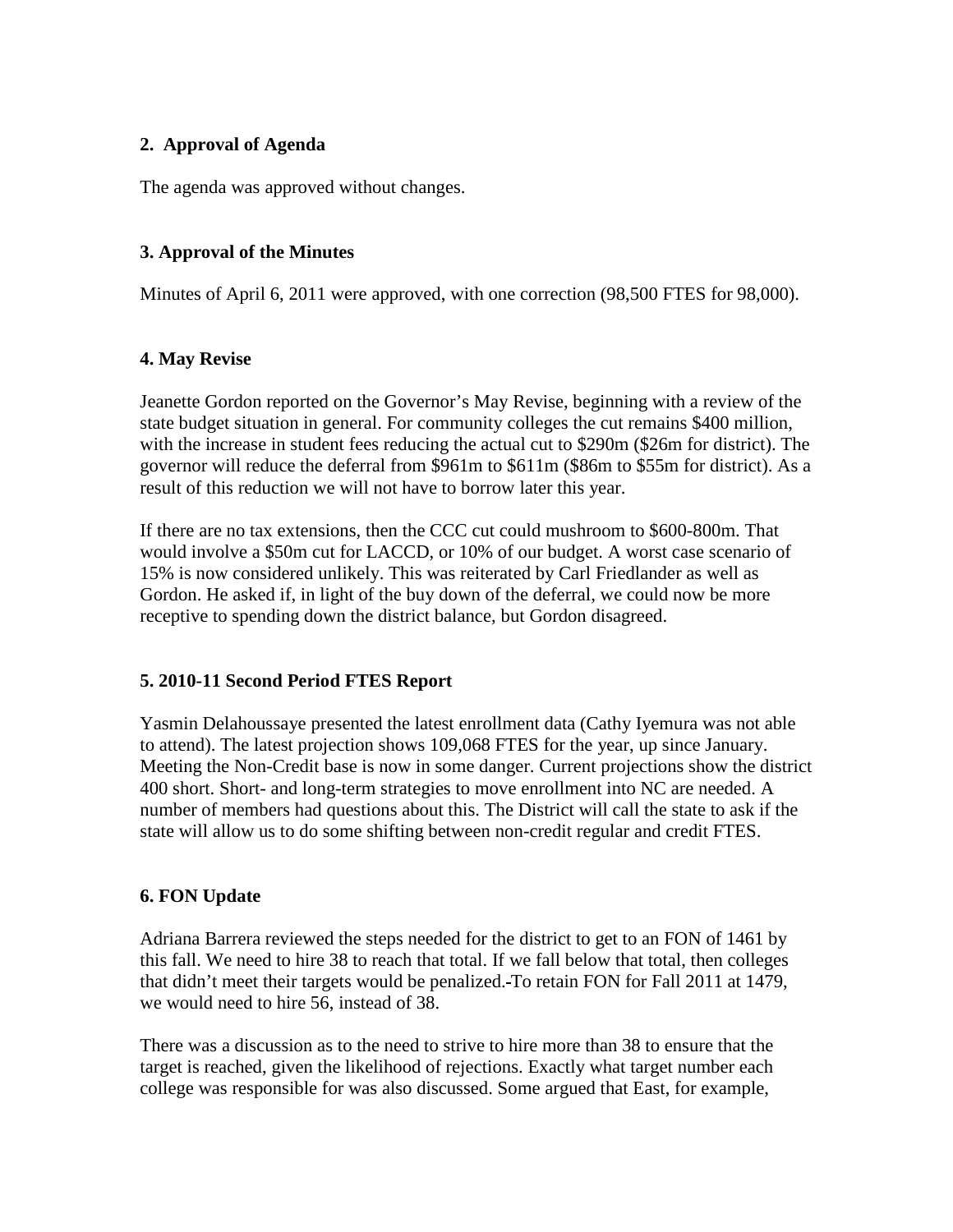**2. Approval of Agenda**

The agenda was approved without changes.

**3. Approval of the Minutes**

Minutes of April 6, 2011 were approved, with one correction (98,500 FTES for 98,000).

**4. May Revise**

Jeanette Gordon reported on the Governor's May Revise, beginning with a review of the state budget situation in general. For community colleges the cut remains $400 million, with the increase in student fees reducing the actual cut to $290m ($26m for district). The governor will reduce the deferral from $961m to $611m ($86m to $55m for district). As a result of this reduction we will not have to borrow later this year.

If there are no tax extensions, then the CCC cut could mushroom to $600-800m. That would involve a $50m cut for LACCD, or 10% of our budget. A worst case scenario of 15% is now considered unlikely. This was reiterated by Carl Friedlander as well as Gordon. He asked if, in light of the buy down of the deferral, we could now be more receptive to spending down the district balance, but Gordon disagreed.

**5. 2010-11 Second Period FTES Report**

Yasmin Delahoussaye presented the latest enrollment data (Cathy Iyemura was not able to attend). The latest projection shows 109,068 FTES for the year, up since January. Meeting the Non-Credit base is now in some danger. Current projections show the district 400 short. Short- and long-term strategies to move enrollment into NC are needed. A number of members had questions about this. The District will call the state to ask if the state will allow us to do some shifting between non-credit regular and credit FTES.

**6. FON Update**

Adriana Barrera reviewed the steps needed for the district to get to an FON of 1461 by this fall. We need to hire 38 to reach that total. If we fall below that total, then colleges that didn't meet their targets would be penalized. To retain FON for Fall 2011 at 1479, we would need to hire 56, instead of 38.

There was a discussion as to the need to strive to hire more than 38 to ensure that the target is reached, given the likelihood of rejections. Exactly what target number each college was responsible for was also discussed. Some argued that East, for example,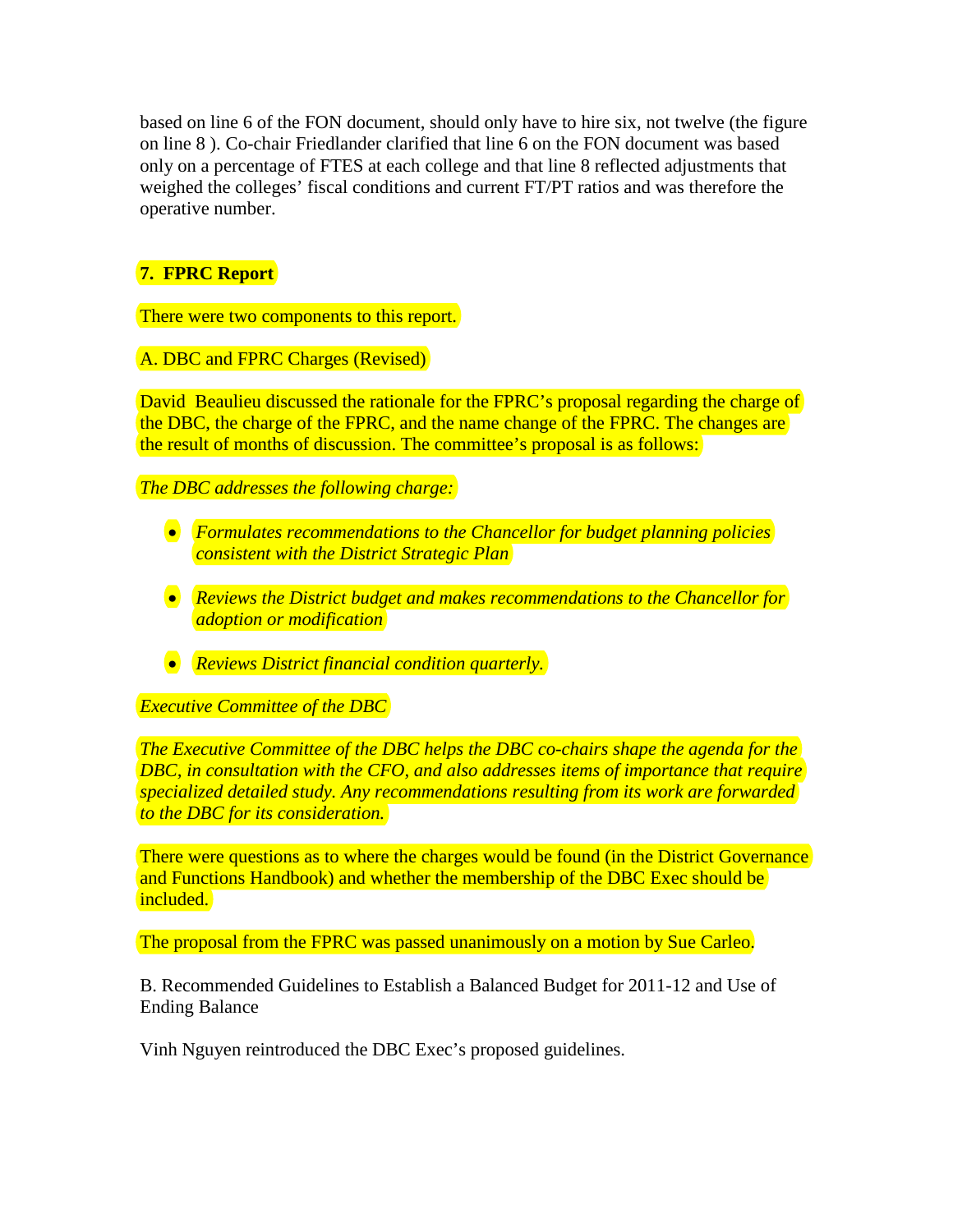based on line 6 of the FON document, should only have to hire six, not twelve (the figure on line 8 ). Co-chair Friedlander clarified that line 6 on the FON document was based only on a percentage of FTES at each college and that line 8 reflected adjustments that weighed the colleges' fiscal conditions and current FT/PT ratios and was therefore the operative number.

**7. FPRC Report**

There were two components to this report.

A. DBC and FPRC Charges (Revised)

David Beaulieu discussed the rationale for the FPRC's proposal regarding the charge of the DBC, the charge of the FPRC, and the name change of the FPRC. The changes are the result of months of discussion. The committee's proposal is as follows:

*The DBC addresses the following charge:*

- *Formulates recommendations to the Chancellor for budget planning policies consistent with the District Strategic Plan*
- *Reviews the District budget and makes recommendations to the Chancellor for adoption or modification*
- *Reviews District financial condition quarterly.*

*Executive Committee of the DBC*

*The Executive Committee of the DBC helps the DBC co-chairs shape the agenda for the DBC, in consultation with the CFO, and also addresses items of importance that require specialized detailed study. Any recommendations resulting from its work are forwarded to the DBC for its consideration.*

There were questions as to where the charges would be found (in the District Governance and Functions Handbook) and whether the membership of the DBC Exec should be included.

The proposal from the FPRC was passed unanimously on a motion by Sue Carleo.

B. Recommended Guidelines to Establish a Balanced Budget for 2011-12 and Use of Ending Balance

Vinh Nguyen reintroduced the DBC Exec's proposed guidelines.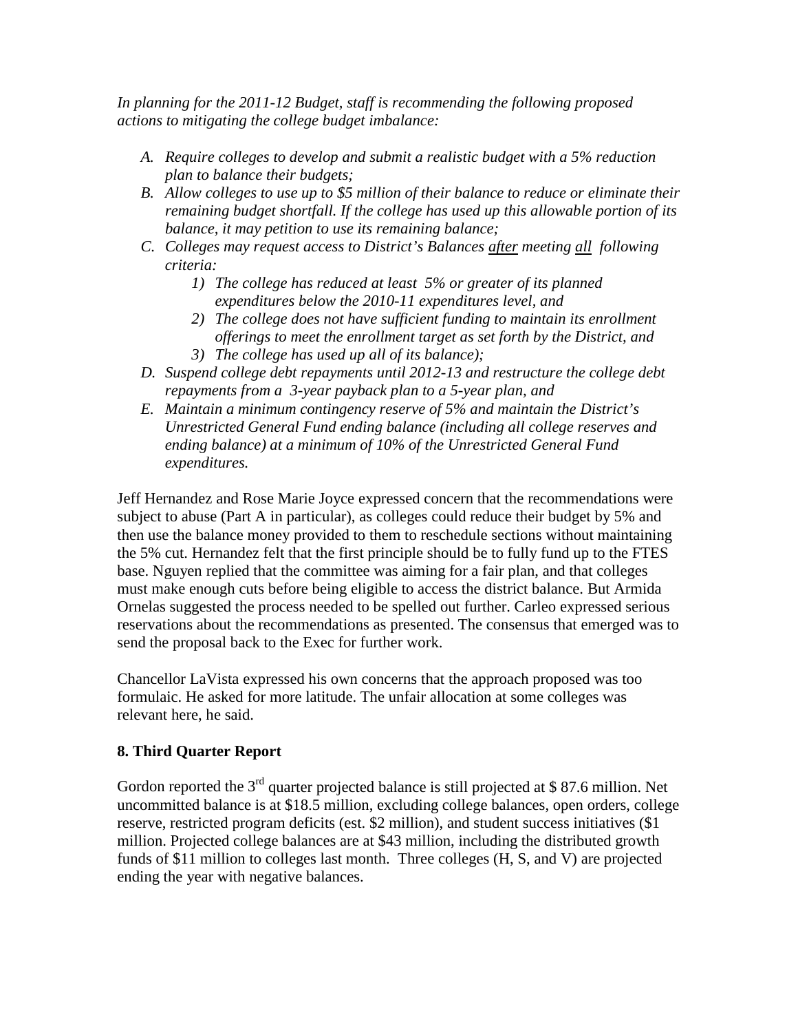*In planning for the 2011-12 Budget, staff is recommending the following proposed actions to mitigating the college budget imbalance:*

- A. *Require colleges to develop and submit a realistic budget with a 5% reduction plan to balance their budgets;*
- B. *Allow colleges to use up to $5 million of their balance to reduce or eliminate their remaining budget shortfall. If the college has used up this allowable portion of its balance, it may petition to use its remaining balance;*
- C. *Colleges may request access to District's Balances <u>after</u> meeting <u>all</u> following criteria:*
    1. *The college has reduced at least 5% or greater of its planned expenditures below the 2010-11 expenditures level, and*
    2. *The college does not have sufficient funding to maintain its enrollment offerings to meet the enrollment target as set forth by the District, and*
    3. *The college has used up all of its balance);*
- D. *Suspend college debt repayments until 2012-13 and restructure the college debt repayments from a 3-year payback plan to a 5-year plan, and*
- E. *Maintain a minimum contingency reserve of 5% and maintain the District's Unrestricted General Fund ending balance (including all college reserves and ending balance) at a minimum of 10% of the Unrestricted General Fund expenditures.*

Jeff Hernandez and Rose Marie Joyce expressed concern that the recommendations were subject to abuse (Part A in particular), as colleges could reduce their budget by 5% and then use the balance money provided to them to reschedule sections without maintaining the 5% cut. Hernandez felt that the first principle should be to fully fund up to the FTES base. Nguyen replied that the committee was aiming for a fair plan, and that colleges must make enough cuts before being eligible to access the district balance. But Armida Ornelas suggested the process needed to be spelled out further. Carleo expressed serious reservations about the recommendations as presented. The consensus that emerged was to send the proposal back to the Exec for further work.

Chancellor LaVista expressed his own concerns that the approach proposed was too formulaic. He asked for more latitude. The unfair allocation at some colleges was relevant here, he said.

## 8. Third Quarter Report

Gordon reported the 3rd quarter projected balance is still projected at $ 87.6 million. Net uncommitted balance is at $18.5 million, excluding college balances, open orders, college reserve, restricted program deficits (est. $2 million), and student success initiatives ($1 million. Projected college balances are at $43 million, including the distributed growth funds of $11 million to colleges last month. Three colleges (H, S, and V) are projected ending the year with negative balances.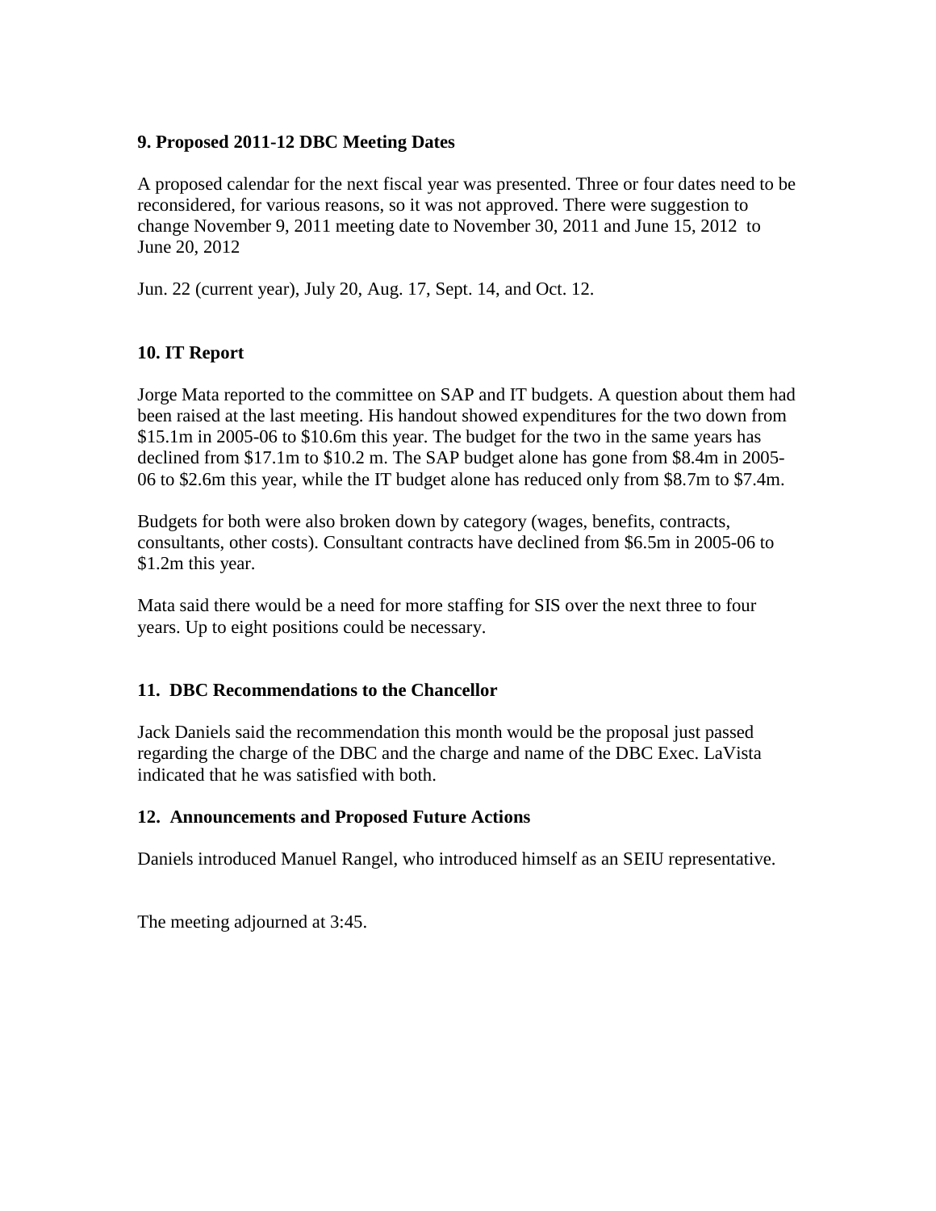**9. Proposed 2011-12 DBC Meeting Dates**

A proposed calendar for the next fiscal year was presented. Three or four dates need to be reconsidered, for various reasons, so it was not approved. There were suggestion to change November 9, 2011 meeting date to November 30, 2011 and June 15, 2012 to June 20, 2012

Jun. 22 (current year), July 20, Aug. 17, Sept. 14, and Oct. 12.

**10. IT Report**

Jorge Mata reported to the committee on SAP and IT budgets. A question about them had been raised at the last meeting. His handout showed expenditures for the two down from $15.1m in 2005-06 to $10.6m this year. The budget for the two in the same years has declined from $17.1m to $10.2 m. The SAP budget alone has gone from $8.4m in 2005-06 to $2.6m this year, while the IT budget alone has reduced only from $8.7m to $7.4m.

Budgets for both were also broken down by category (wages, benefits, contracts, consultants, other costs). Consultant contracts have declined from $6.5m in 2005-06 to $1.2m this year.

Mata said there would be a need for more staffing for SIS over the next three to four years. Up to eight positions could be necessary.

**11. DBC Recommendations to the Chancellor**

Jack Daniels said the recommendation this month would be the proposal just passed regarding the charge of the DBC and the charge and name of the DBC Exec. LaVista indicated that he was satisfied with both.

**12. Announcements and Proposed Future Actions**

Daniels introduced Manuel Rangel, who introduced himself as an SEIU representative.

The meeting adjourned at 3:45.